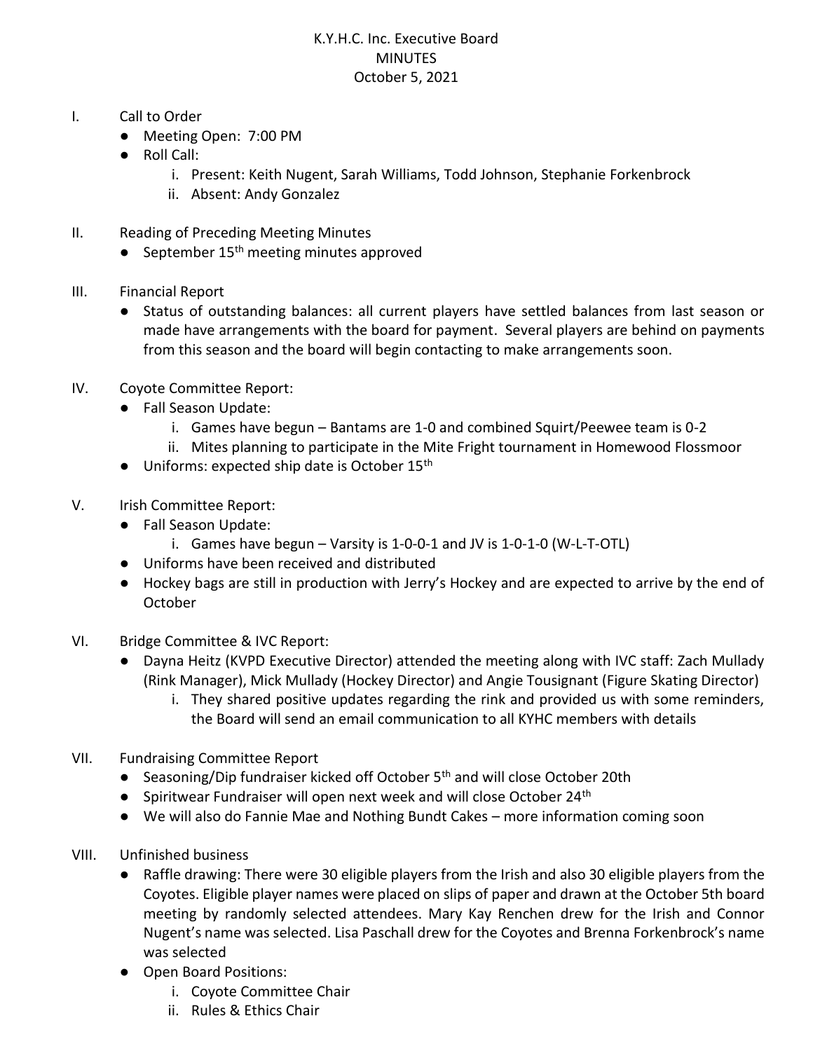K.Y.H.C. Inc. Executive Board
MINUTES
October 5, 2021

I. Call to Order
- Meeting Open: 7:00 PM
- Roll Call:
    i. Present: Keith Nugent, Sarah Williams, Todd Johnson, Stephanie Forkenbrock
    ii. Absent: Andy Gonzalez

II. Reading of Preceding Meeting Minutes
- September 15th meeting minutes approved

III. Financial Report
- Status of outstanding balances: all current players have settled balances from last season or made have arrangements with the board for payment. Several players are behind on payments from this season and the board will begin contacting to make arrangements soon.

IV. Coyote Committee Report:
- Fall Season Update:
    i. Games have begun – Bantams are 1-0 and combined Squirt/Peewee team is 0-2
    ii. Mites planning to participate in the Mite Fright tournament in Homewood Flossmoor
- Uniforms: expected ship date is October 15th

V. Irish Committee Report:
- Fall Season Update:
    i. Games have begun – Varsity is 1-0-0-1 and JV is 1-0-1-0 (W-L-T-OTL)
- Uniforms have been received and distributed
- Hockey bags are still in production with Jerry's Hockey and are expected to arrive by the end of October

VI. Bridge Committee & IVC Report:
- Dayna Heitz (KVPD Executive Director) attended the meeting along with IVC staff: Zach Mullady (Rink Manager), Mick Mullady (Hockey Director) and Angie Tousignant (Figure Skating Director)
    i. They shared positive updates regarding the rink and provided us with some reminders, the Board will send an email communication to all KYHC members with details

VII. Fundraising Committee Report
- Seasoning/Dip fundraiser kicked off October 5th and will close October 20th
- Spiritwear Fundraiser will open next week and will close October 24th
- We will also do Fannie Mae and Nothing Bundt Cakes – more information coming soon

VIII. Unfinished business
- Raffle drawing: There were 30 eligible players from the Irish and also 30 eligible players from the Coyotes. Eligible player names were placed on slips of paper and drawn at the October 5th board meeting by randomly selected attendees. Mary Kay Renchen drew for the Irish and Connor Nugent's name was selected. Lisa Paschall drew for the Coyotes and Brenna Forkenbrock's name was selected
- Open Board Positions:
    i. Coyote Committee Chair
    ii. Rules & Ethics Chair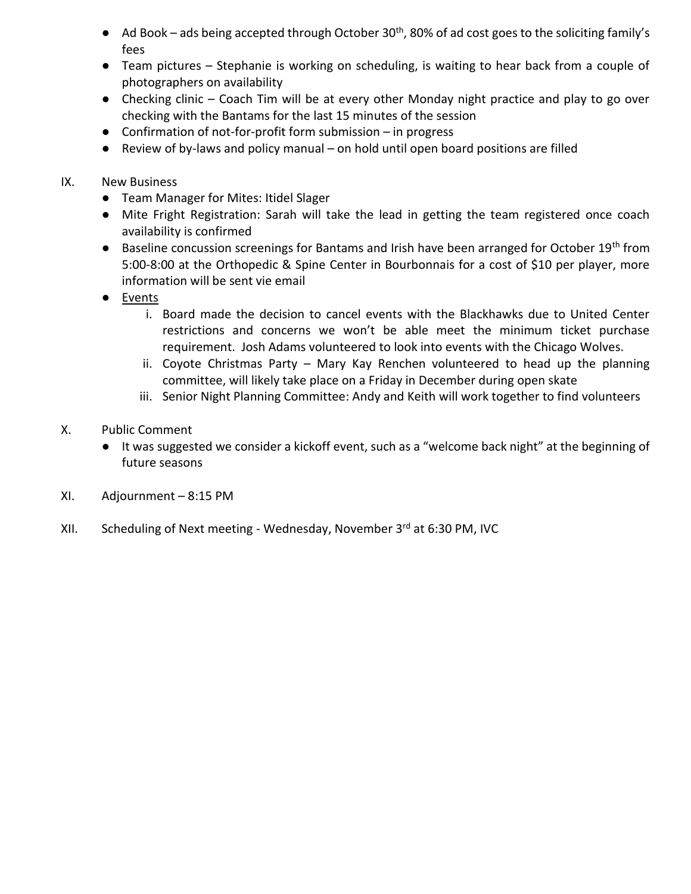- Ad Book – ads being accepted through October 30th, 80% of ad cost goes to the soliciting family's fees
- Team pictures – Stephanie is working on scheduling, is waiting to hear back from a couple of photographers on availability
- Checking clinic – Coach Tim will be at every other Monday night practice and play to go over checking with the Bantams for the last 15 minutes of the session
- Confirmation of not-for-profit form submission – in progress
- Review of by-laws and policy manual – on hold until open board positions are filled

IX. New Business

- Team Manager for Mites: Itidel Slager
- Mite Fright Registration: Sarah will take the lead in getting the team registered once coach availability is confirmed
- Baseline concussion screenings for Bantams and Irish have been arranged for October 19th from 5:00-8:00 at the Orthopedic & Spine Center in Bourbonnais for a cost of $10 per player, more information will be sent vie email
- Events
    - i. Board made the decision to cancel events with the Blackhawks due to United Center restrictions and concerns we won't be able meet the minimum ticket purchase requirement. Josh Adams volunteered to look into events with the Chicago Wolves.
    - ii. Coyote Christmas Party – Mary Kay Renchen volunteered to head up the planning committee, will likely take place on a Friday in December during open skate
    - iii. Senior Night Planning Committee: Andy and Keith will work together to find volunteers

X. Public Comment

- It was suggested we consider a kickoff event, such as a "welcome back night" at the beginning of future seasons

XI. Adjournment – 8:15 PM

XII. Scheduling of Next meeting - Wednesday, November 3rd at 6:30 PM, IVC